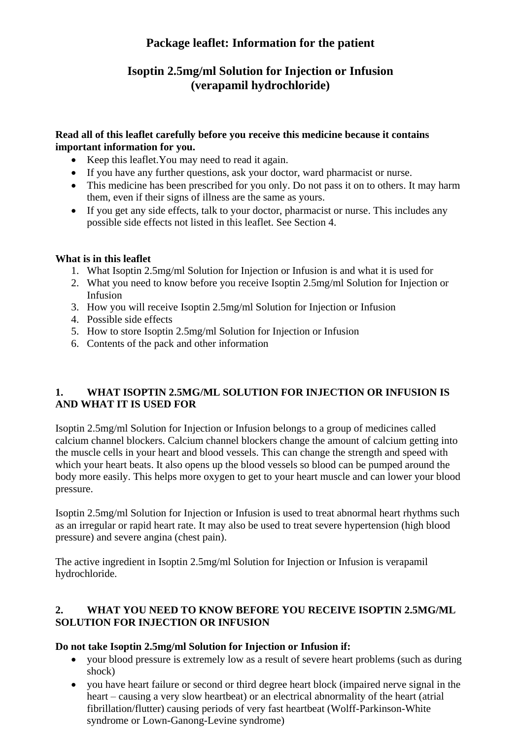# Package leaflet: Information for the patient

# Isoptin 2.5mg/ml Solution for Injection or Infusion (verapamil hydrochloride)

**Read all of this leaflet carefully before you receive this medicine because it contains important information for you.**

- Keep this leaflet.You may need to read it again.
- If you have any further questions, ask your doctor, ward pharmacist or nurse.
- This medicine has been prescribed for you only. Do not pass it on to others. It may harm them, even if their signs of illness are the same as yours.
- If you get any side effects, talk to your doctor, pharmacist or nurse. This includes any possible side effects not listed in this leaflet. See Section 4.

**What is in this leaflet**

1. What Isoptin 2.5mg/ml Solution for Injection or Infusion is and what it is used for
2. What you need to know before you receive Isoptin 2.5mg/ml Solution for Injection or Infusion
3. How you will receive Isoptin 2.5mg/ml Solution for Injection or Infusion
4. Possible side effects
5. How to store Isoptin 2.5mg/ml Solution for Injection or Infusion
6. Contents of the pack and other information

## 1. WHAT ISOPTIN 2.5MG/ML SOLUTION FOR INJECTION OR INFUSION IS AND WHAT IT IS USED FOR

Isoptin 2.5mg/ml Solution for Injection or Infusion belongs to a group of medicines called calcium channel blockers. Calcium channel blockers change the amount of calcium getting into the muscle cells in your heart and blood vessels. This can change the strength and speed with which your heart beats. It also opens up the blood vessels so blood can be pumped around the body more easily. This helps more oxygen to get to your heart muscle and can lower your blood pressure.

Isoptin 2.5mg/ml Solution for Injection or Infusion is used to treat abnormal heart rhythms such as an irregular or rapid heart rate. It may also be used to treat severe hypertension (high blood pressure) and severe angina (chest pain).

The active ingredient in Isoptin 2.5mg/ml Solution for Injection or Infusion is verapamil hydrochloride.

## 2. WHAT YOU NEED TO KNOW BEFORE YOU RECEIVE ISOPTIN 2.5MG/ML SOLUTION FOR INJECTION OR INFUSION

**Do not take Isoptin 2.5mg/ml Solution for Injection or Infusion if:**

- your blood pressure is extremely low as a result of severe heart problems (such as during shock)
- you have heart failure or second or third degree heart block (impaired nerve signal in the heart – causing a very slow heartbeat) or an electrical abnormality of the heart (atrial fibrillation/flutter) causing periods of very fast heartbeat (Wolff-Parkinson-White syndrome or Lown-Ganong-Levine syndrome)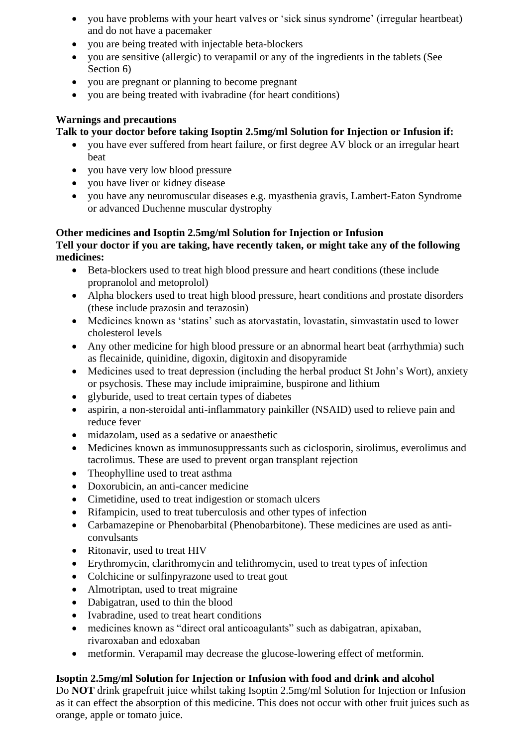- you have problems with your heart valves or 'sick sinus syndrome' (irregular heartbeat) and do not have a pacemaker
- you are being treated with injectable beta-blockers
- you are sensitive (allergic) to verapamil or any of the ingredients in the tablets (See Section 6)
- you are pregnant or planning to become pregnant
- you are being treated with ivabradine (for heart conditions)

**Warnings and precautions**

**Talk to your doctor before taking Isoptin 2.5mg/ml Solution for Injection or Infusion if:**

- you have ever suffered from heart failure, or first degree AV block or an irregular heart beat
- you have very low blood pressure
- you have liver or kidney disease
- you have any neuromuscular diseases e.g. myasthenia gravis, Lambert-Eaton Syndrome or advanced Duchenne muscular dystrophy

**Other medicines and Isoptin 2.5mg/ml Solution for Injection or Infusion**

**Tell your doctor if you are taking, have recently taken, or might take any of the following medicines:**

- Beta-blockers used to treat high blood pressure and heart conditions (these include propranolol and metoprolol)
- Alpha blockers used to treat high blood pressure, heart conditions and prostate disorders (these include prazosin and terazosin)
- Medicines known as 'statins' such as atorvastatin, lovastatin, simvastatin used to lower cholesterol levels
- Any other medicine for high blood pressure or an abnormal heart beat (arrhythmia) such as flecainide, quinidine, digoxin, digitoxin and disopyramide
- Medicines used to treat depression (including the herbal product St John's Wort), anxiety or psychosis. These may include imipraimine, buspirone and lithium
- glyburide, used to treat certain types of diabetes
- aspirin, a non-steroidal anti-inflammatory painkiller (NSAID) used to relieve pain and reduce fever
- midazolam, used as a sedative or anaesthetic
- Medicines known as immunosuppressants such as ciclosporin, sirolimus, everolimus and tacrolimus. These are used to prevent organ transplant rejection
- Theophylline used to treat asthma
- Doxorubicin, an anti-cancer medicine
- Cimetidine, used to treat indigestion or stomach ulcers
- Rifampicin, used to treat tuberculosis and other types of infection
- Carbamazepine or Phenobarbital (Phenobarbitone). These medicines are used as anti-convulsants
- Ritonavir, used to treat HIV
- Erythromycin, clarithromycin and telithromycin, used to treat types of infection
- Colchicine or sulfinpyrazone used to treat gout
- Almotriptan, used to treat migraine
- Dabigatran, used to thin the blood
- Ivabradine, used to treat heart conditions
- medicines known as "direct oral anticoagulants" such as dabigatran, apixaban, rivaroxaban and edoxaban
- metformin. Verapamil may decrease the glucose-lowering effect of metformin.

**Isoptin 2.5mg/ml Solution for Injection or Infusion with food and drink and alcohol**

Do **NOT** drink grapefruit juice whilst taking Isoptin 2.5mg/ml Solution for Injection or Infusion as it can effect the absorption of this medicine. This does not occur with other fruit juices such as orange, apple or tomato juice.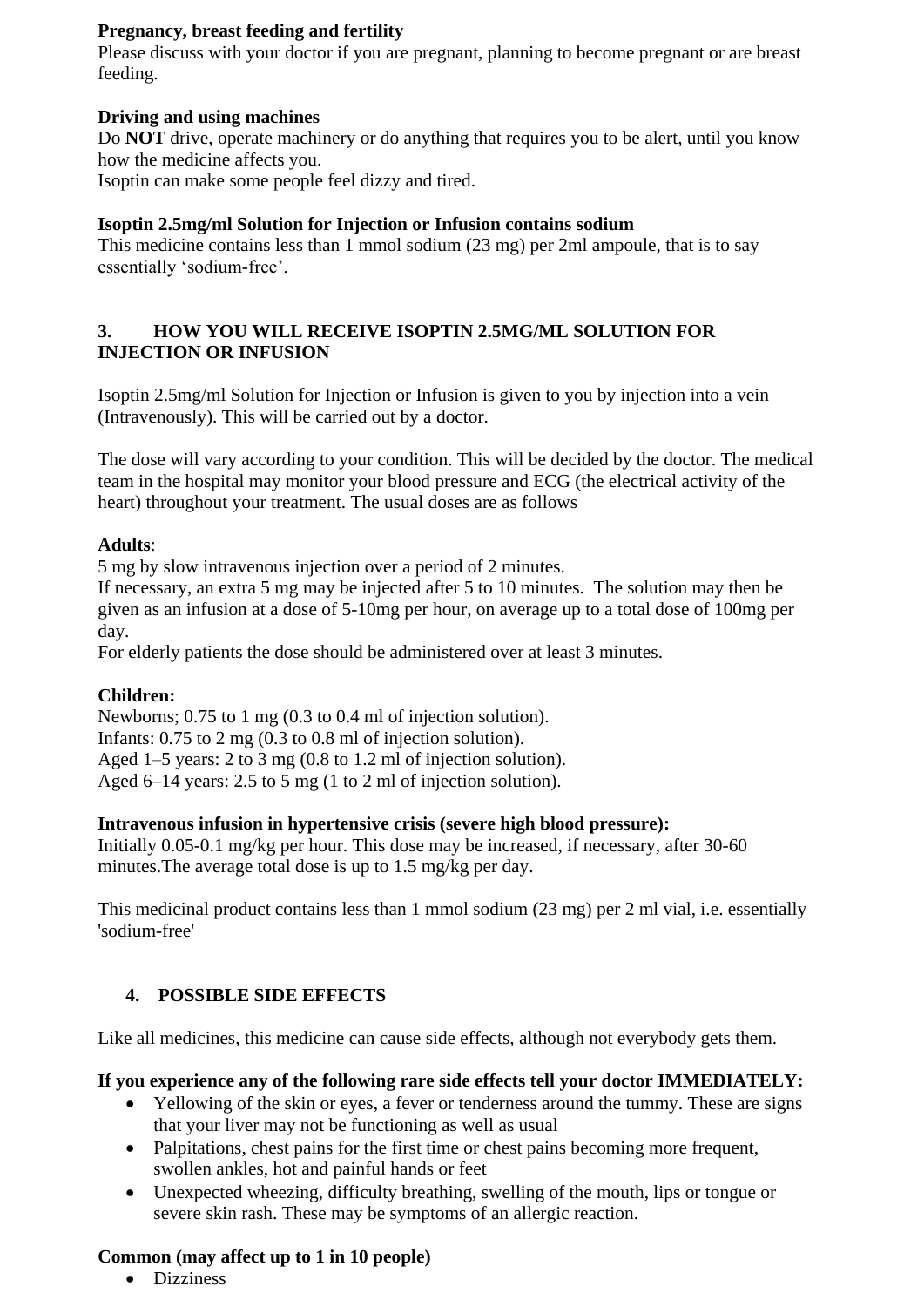**Pregnancy, breast feeding and fertility**

Please discuss with your doctor if you are pregnant, planning to become pregnant or are breast feeding.

**Driving and using machines**

Do **NOT** drive, operate machinery or do anything that requires you to be alert, until you know how the medicine affects you.
Isoptin can make some people feel dizzy and tired.

**Isoptin 2.5mg/ml Solution for Injection or Infusion contains sodium**

This medicine contains less than 1 mmol sodium (23 mg) per 2ml ampoule, that is to say essentially ‘sodium-free’.

## 3. HOW YOU WILL RECEIVE ISOPTIN 2.5MG/ML SOLUTION FOR INJECTION OR INFUSION

Isoptin 2.5mg/ml Solution for Injection or Infusion is given to you by injection into a vein (Intravenously). This will be carried out by a doctor.

The dose will vary according to your condition. This will be decided by the doctor. The medical team in the hospital may monitor your blood pressure and ECG (the electrical activity of the heart) throughout your treatment. The usual doses are as follows

**Adults**:

5 mg by slow intravenous injection over a period of 2 minutes.
If necessary, an extra 5 mg may be injected after 5 to 10 minutes. The solution may then be given as an infusion at a dose of 5-10mg per hour, on average up to a total dose of 100mg per day.
For elderly patients the dose should be administered over at least 3 minutes.

**Children:**

Newborns; 0.75 to 1 mg (0.3 to 0.4 ml of injection solution).
Infants: 0.75 to 2 mg (0.3 to 0.8 ml of injection solution).
Aged 1–5 years: 2 to 3 mg (0.8 to 1.2 ml of injection solution).
Aged 6–14 years: 2.5 to 5 mg (1 to 2 ml of injection solution).

**Intravenous infusion in hypertensive crisis (severe high blood pressure):**

Initially 0.05-0.1 mg/kg per hour. This dose may be increased, if necessary, after 30-60 minutes.The average total dose is up to 1.5 mg/kg per day.

This medicinal product contains less than 1 mmol sodium (23 mg) per 2 ml vial, i.e. essentially 'sodium-free'

## 4. POSSIBLE SIDE EFFECTS

Like all medicines, this medicine can cause side effects, although not everybody gets them.

**If you experience any of the following rare side effects tell your doctor IMMEDIATELY:**

- Yellowing of the skin or eyes, a fever or tenderness around the tummy. These are signs that your liver may not be functioning as well as usual
- Palpitations, chest pains for the first time or chest pains becoming more frequent, swollen ankles, hot and painful hands or feet
- Unexpected wheezing, difficulty breathing, swelling of the mouth, lips or tongue or severe skin rash. These may be symptoms of an allergic reaction.

**Common (may affect up to 1 in 10 people)**

- Dizziness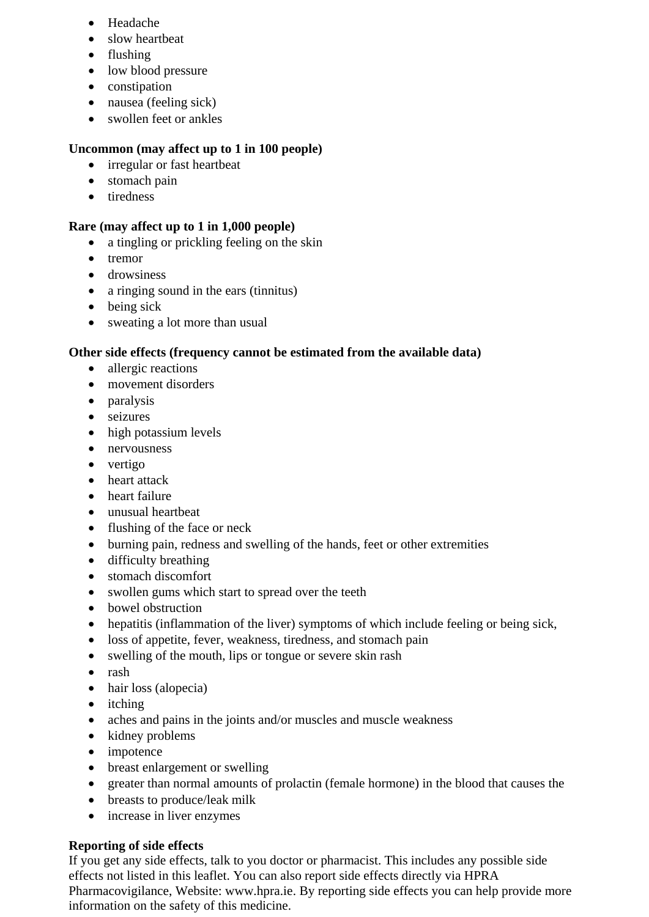- Headache
- slow heartbeat
- flushing
- low blood pressure
- constipation
- nausea (feeling sick)
- swollen feet or ankles

**Uncommon (may affect up to 1 in 100 people)**

- irregular or fast heartbeat
- stomach pain
- tiredness

**Rare (may affect up to 1 in 1,000 people)**

- a tingling or prickling feeling on the skin
- tremor
- drowsiness
- a ringing sound in the ears (tinnitus)
- being sick
- sweating a lot more than usual

**Other side effects (frequency cannot be estimated from the available data)**

- allergic reactions
- movement disorders
- paralysis
- seizures
- high potassium levels
- nervousness
- vertigo
- heart attack
- heart failure
- unusual heartbeat
- flushing of the face or neck
- burning pain, redness and swelling of the hands, feet or other extremities
- difficulty breathing
- stomach discomfort
- swollen gums which start to spread over the teeth
- bowel obstruction
- hepatitis (inflammation of the liver) symptoms of which include feeling or being sick,
- loss of appetite, fever, weakness, tiredness, and stomach pain
- swelling of the mouth, lips or tongue or severe skin rash
- rash
- hair loss (alopecia)
- itching
- aches and pains in the joints and/or muscles and muscle weakness
- kidney problems
- impotence
- breast enlargement or swelling
- greater than normal amounts of prolactin (female hormone) in the blood that causes the
- breasts to produce/leak milk
- increase in liver enzymes

**Reporting of side effects**

If you get any side effects, talk to you doctor or pharmacist. This includes any possible side effects not listed in this leaflet. You can also report side effects directly via HPRA Pharmacovigilance, Website: www.hpra.ie. By reporting side effects you can help provide more information on the safety of this medicine.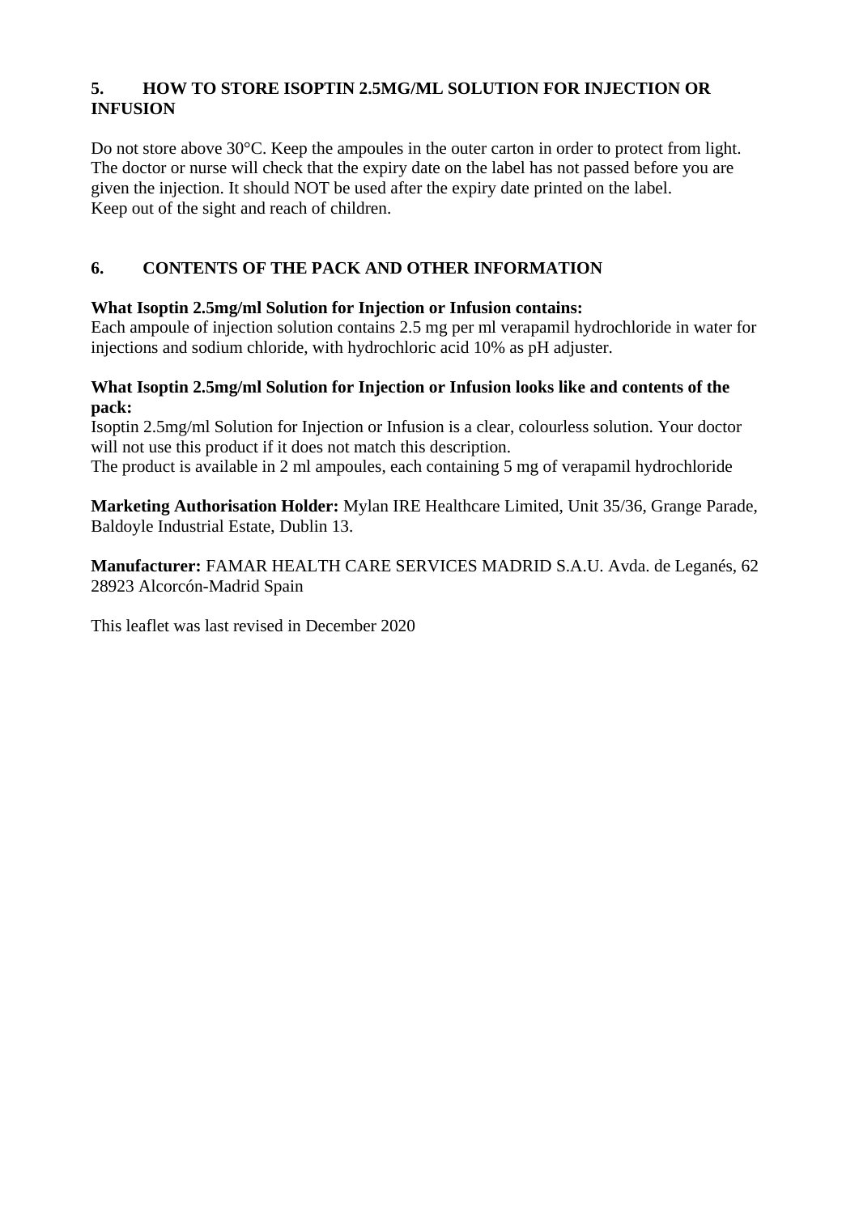## 5. HOW TO STORE ISOPTIN 2.5MG/ML SOLUTION FOR INJECTION OR INFUSION

Do not store above 30°C. Keep the ampoules in the outer carton in order to protect from light. The doctor or nurse will check that the expiry date on the label has not passed before you are given the injection. It should NOT be used after the expiry date printed on the label.
Keep out of the sight and reach of children.

## 6. CONTENTS OF THE PACK AND OTHER INFORMATION

**What Isoptin 2.5mg/ml Solution for Injection or Infusion contains:**
Each ampoule of injection solution contains 2.5 mg per ml verapamil hydrochloride in water for injections and sodium chloride, with hydrochloric acid 10% as pH adjuster.

**What Isoptin 2.5mg/ml Solution for Injection or Infusion looks like and contents of the pack:**
Isoptin 2.5mg/ml Solution for Injection or Infusion is a clear, colourless solution. Your doctor will not use this product if it does not match this description.
The product is available in 2 ml ampoules, each containing 5 mg of verapamil hydrochloride

**Marketing Authorisation Holder:** Mylan IRE Healthcare Limited, Unit 35/36, Grange Parade, Baldoyle Industrial Estate, Dublin 13.

**Manufacturer:** FAMAR HEALTH CARE SERVICES MADRID S.A.U. Avda. de Leganés, 62 28923 Alcorcón-Madrid Spain

This leaflet was last revised in December 2020